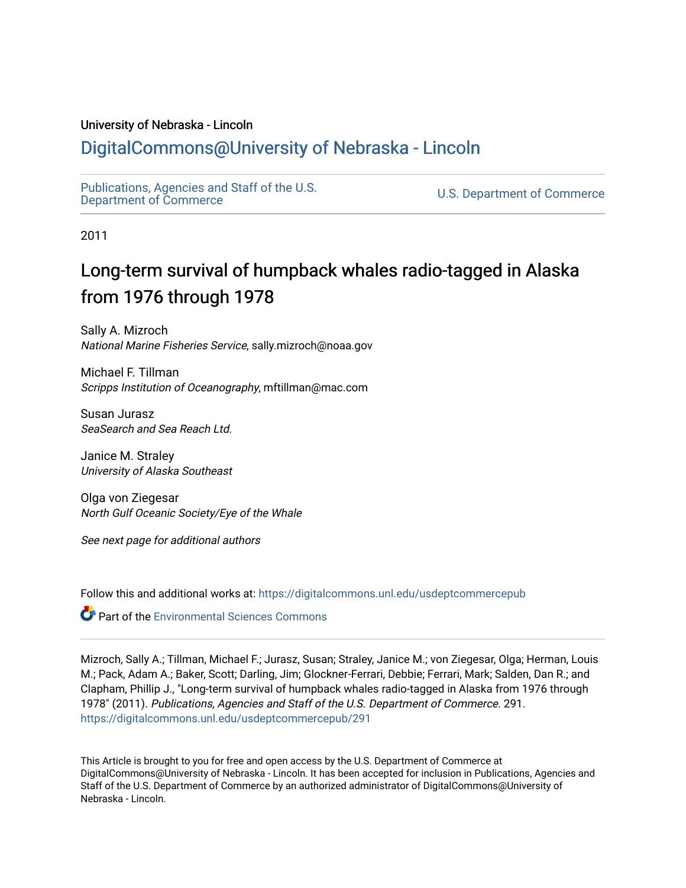University of Nebraska - Lincoln

## DigitalCommons@University of Nebraska - Lincoln

Publications, Agencies and Staff of the U.S. Department of Commerce

U.S. Department of Commerce

2011

# Long-term survival of humpback whales radio-tagged in Alaska from 1976 through 1978

Sally A. Mizroch
*National Marine Fisheries Service*, sally.mizroch@noaa.gov

Michael F. Tillman
*Scripps Institution of Oceanography*, mftillman@mac.com

Susan Jurasz
*SeaSearch and Sea Reach Ltd.*

Janice M. Straley
*University of Alaska Southeast*

Olga von Ziegesar
*North Gulf Oceanic Society/Eye of the Whale*

*See next page for additional authors*

Follow this and additional works at: https://digitalcommons.unl.edu/usdeptcommercepub

Part of the Environmental Sciences Commons

Mizroch, Sally A.; Tillman, Michael F.; Jurasz, Susan; Straley, Janice M.; von Ziegesar, Olga; Herman, Louis M.; Pack, Adam A.; Baker, Scott; Darling, Jim; Glockner-Ferrari, Debbie; Ferrari, Mark; Salden, Dan R.; and Clapham, Phillip J., "Long-term survival of humpback whales radio-tagged in Alaska from 1976 through 1978" (2011). *Publications, Agencies and Staff of the U.S. Department of Commerce*. 291.
https://digitalcommons.unl.edu/usdeptcommercepub/291

This Article is brought to you for free and open access by the U.S. Department of Commerce at DigitalCommons@University of Nebraska - Lincoln. It has been accepted for inclusion in Publications, Agencies and Staff of the U.S. Department of Commerce by an authorized administrator of DigitalCommons@University of Nebraska - Lincoln.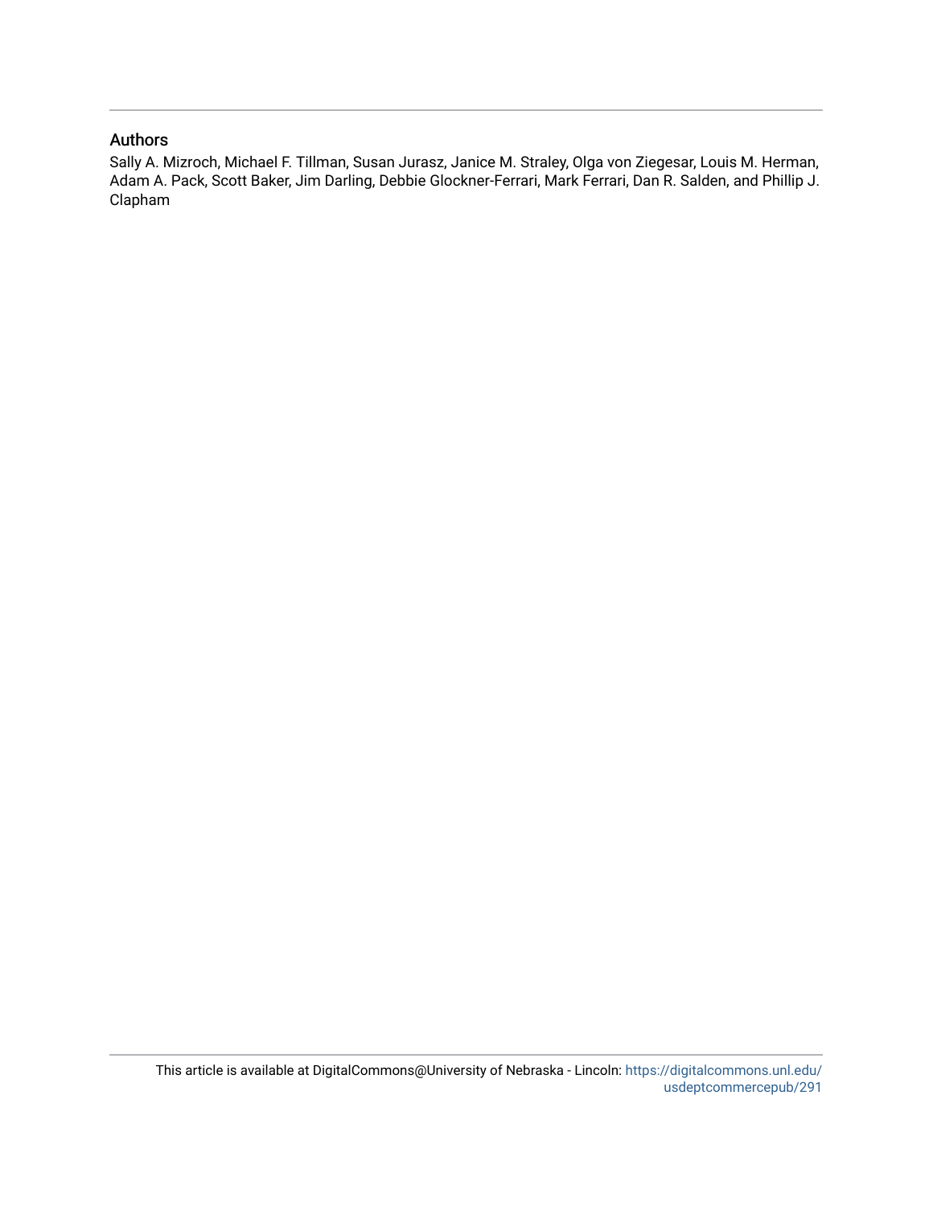## Authors

Sally A. Mizroch, Michael F. Tillman, Susan Jurasz, Janice M. Straley, Olga von Ziegesar, Louis M. Herman, Adam A. Pack, Scott Baker, Jim Darling, Debbie Glockner-Ferrari, Mark Ferrari, Dan R. Salden, and Phillip J. Clapham

This article is available at DigitalCommons@University of Nebraska - Lincoln: https://digitalcommons.unl.edu/usdeptcommercepub/291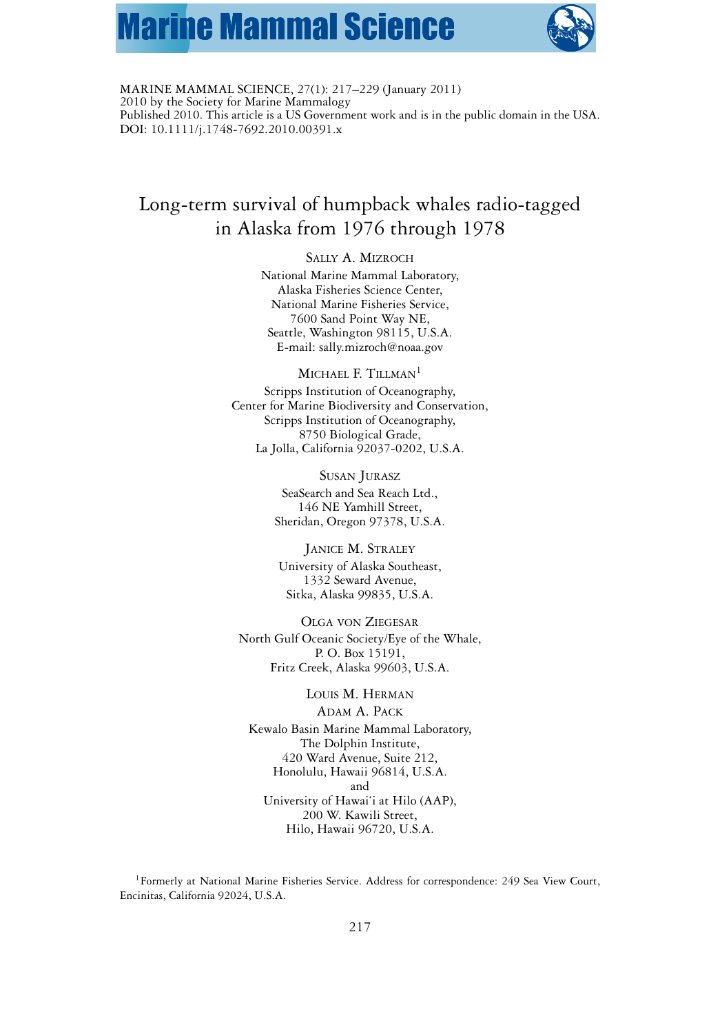MARINE MAMMAL SCIENCE, 27(1): 217–229 (January 2011)
2010 by the Society for Marine Mammalogy
Published 2010. This article is a US Government work and is in the public domain in the USA.
DOI: 10.1111/j.1748-7692.2010.00391.x

# Long-term survival of humpback whales radio-tagged in Alaska from 1976 through 1978

SALLY A. MIZROCH
National Marine Mammal Laboratory,
Alaska Fisheries Science Center,
National Marine Fisheries Service,
7600 Sand Point Way NE,
Seattle, Washington 98115, U.S.A.
E-mail: sally.mizroch@noaa.gov

MICHAEL F. TILLMAN[1]
Scripps Institution of Oceanography,
Center for Marine Biodiversity and Conservation,
Scripps Institution of Oceanography,
8750 Biological Grade,
La Jolla, California 92037-0202, U.S.A.

SUSAN JURASZ
SeaSearch and Sea Reach Ltd.,
146 NE Yamhill Street,
Sheridan, Oregon 97378, U.S.A.

JANICE M. STRALEY
University of Alaska Southeast,
1332 Seward Avenue,
Sitka, Alaska 99835, U.S.A.

OLGA VON ZIEGESAR
North Gulf Oceanic Society/Eye of the Whale,
P. O. Box 15191,
Fritz Creek, Alaska 99603, U.S.A.

LOUIS M. HERMAN
ADAM A. PACK
Kewalo Basin Marine Mammal Laboratory,
The Dolphin Institute,
420 Ward Avenue, Suite 212,
Honolulu, Hawaii 96814, U.S.A.
and
University of Hawai'i at Hilo (AAP),
200 W. Kawili Street,
Hilo, Hawaii 96720, U.S.A.

[1]Formerly at National Marine Fisheries Service. Address for correspondence: 249 Sea View Court, Encinitas, California 92024, U.S.A.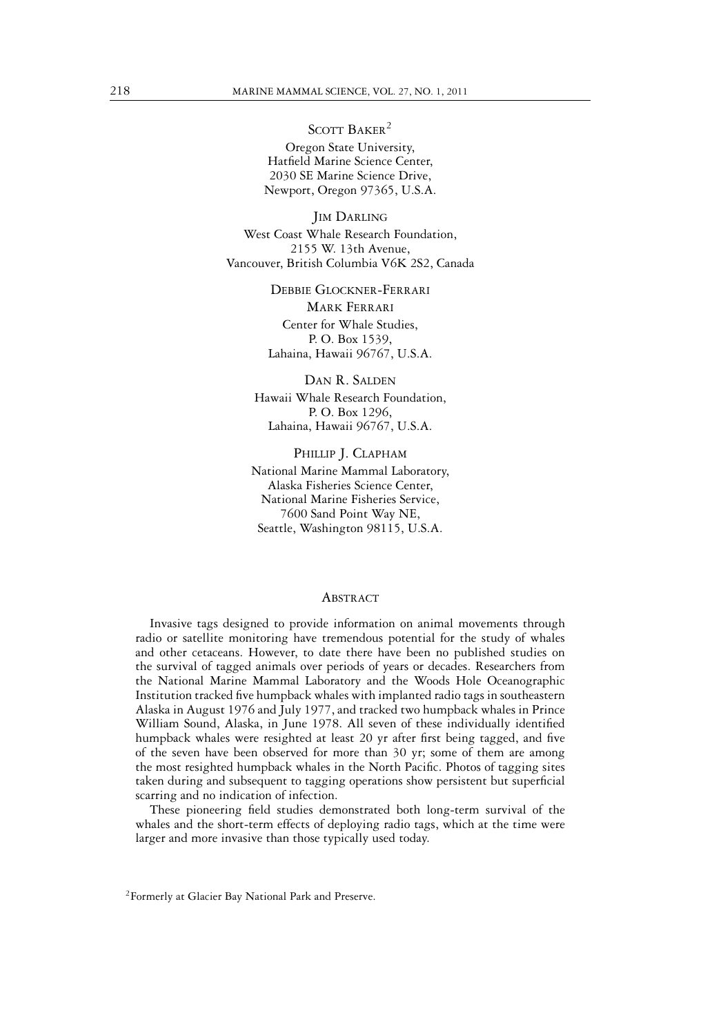Scott Baker[2]

Oregon State University,
Hatfield Marine Science Center,
2030 SE Marine Science Drive,
Newport, Oregon 97365, U.S.A.

Jim Darling

West Coast Whale Research Foundation,
2155 W. 13th Avenue,
Vancouver, British Columbia V6K 2S2, Canada

Debbie Glockner-Ferrari

Mark Ferrari

Center for Whale Studies,
P. O. Box 1539,
Lahaina, Hawaii 96767, U.S.A.

Dan R. Salden

Hawaii Whale Research Foundation,
P. O. Box 1296,
Lahaina, Hawaii 96767, U.S.A.

Phillip J. Clapham

National Marine Mammal Laboratory,
Alaska Fisheries Science Center,
National Marine Fisheries Service,
7600 Sand Point Way NE,
Seattle, Washington 98115, U.S.A.

## Abstract

Invasive tags designed to provide information on animal movements through radio or satellite monitoring have tremendous potential for the study of whales and other cetaceans. However, to date there have been no published studies on the survival of tagged animals over periods of years or decades. Researchers from the National Marine Mammal Laboratory and the Woods Hole Oceanographic Institution tracked five humpback whales with implanted radio tags in southeastern Alaska in August 1976 and July 1977, and tracked two humpback whales in Prince William Sound, Alaska, in June 1978. All seven of these individually identified humpback whales were resighted at least 20 yr after first being tagged, and five of the seven have been observed for more than 30 yr; some of them are among the most resighted humpback whales in the North Pacific. Photos of tagging sites taken during and subsequent to tagging operations show persistent but superficial scarring and no indication of infection.

These pioneering field studies demonstrated both long-term survival of the whales and the short-term effects of deploying radio tags, which at the time were larger and more invasive than those typically used today.

[2]Formerly at Glacier Bay National Park and Preserve.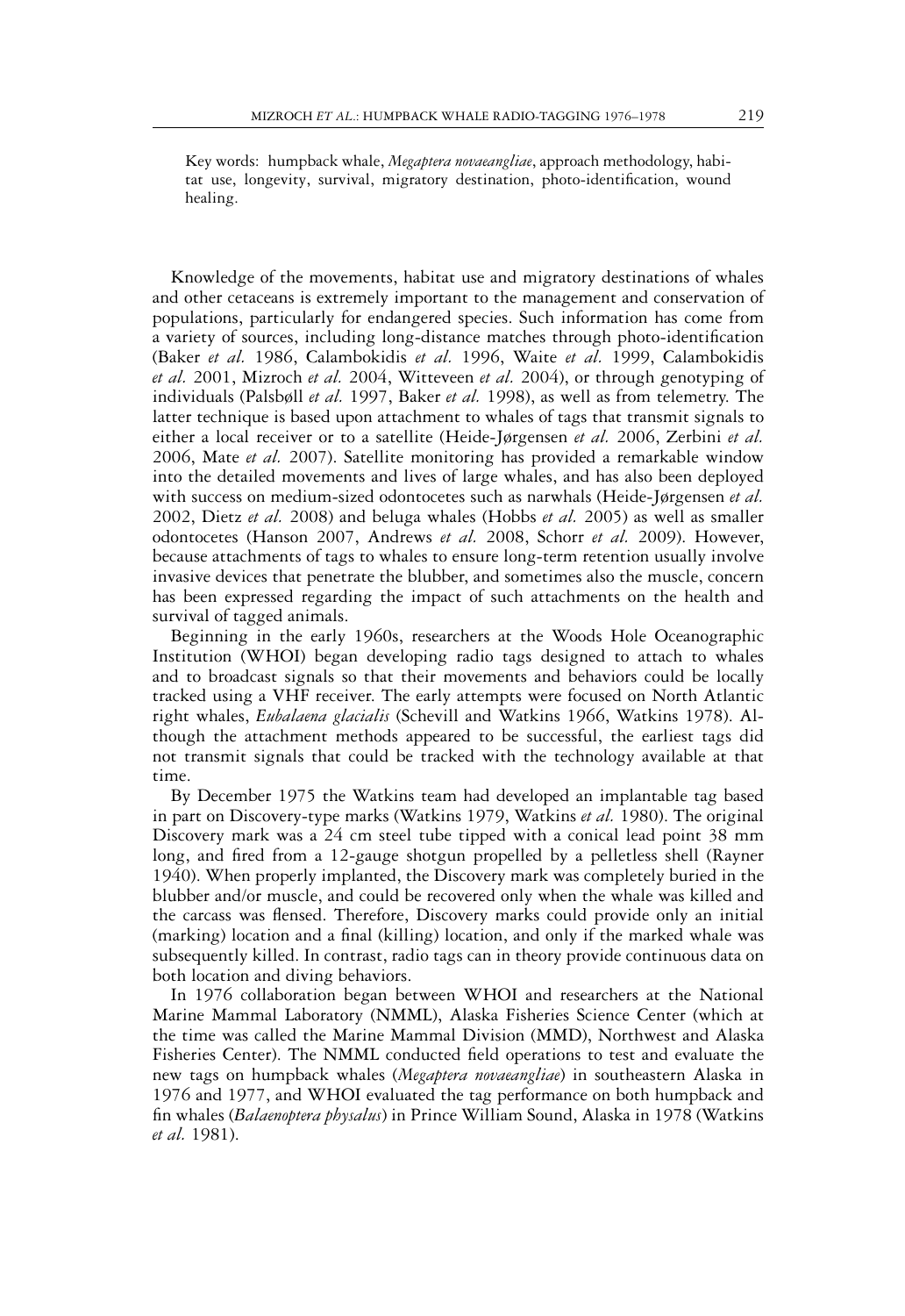Key words: humpback whale, *Megaptera novaeangliae*, approach methodology, habitat use, longevity, survival, migratory destination, photo-identification, wound healing.

Knowledge of the movements, habitat use and migratory destinations of whales and other cetaceans is extremely important to the management and conservation of populations, particularly for endangered species. Such information has come from a variety of sources, including long-distance matches through photo-identification (Baker *et al.* 1986, Calambokidis *et al.* 1996, Waite *et al.* 1999, Calambokidis *et al.* 2001, Mizroch *et al.* 2004, Witteveen *et al.* 2004), or through genotyping of individuals (Palsbøll *et al.* 1997, Baker *et al.* 1998), as well as from telemetry. The latter technique is based upon attachment to whales of tags that transmit signals to either a local receiver or to a satellite (Heide-Jørgensen *et al.* 2006, Zerbini *et al.* 2006, Mate *et al.* 2007). Satellite monitoring has provided a remarkable window into the detailed movements and lives of large whales, and has also been deployed with success on medium-sized odontocetes such as narwhals (Heide-Jørgensen *et al.* 2002, Dietz *et al.* 2008) and beluga whales (Hobbs *et al.* 2005) as well as smaller odontocetes (Hanson 2007, Andrews *et al.* 2008, Schorr *et al.* 2009). However, because attachments of tags to whales to ensure long-term retention usually involve invasive devices that penetrate the blubber, and sometimes also the muscle, concern has been expressed regarding the impact of such attachments on the health and survival of tagged animals.

Beginning in the early 1960s, researchers at the Woods Hole Oceanographic Institution (WHOI) began developing radio tags designed to attach to whales and to broadcast signals so that their movements and behaviors could be locally tracked using a VHF receiver. The early attempts were focused on North Atlantic right whales, *Eubalaena glacialis* (Schevill and Watkins 1966, Watkins 1978). Although the attachment methods appeared to be successful, the earliest tags did not transmit signals that could be tracked with the technology available at that time.

By December 1975 the Watkins team had developed an implantable tag based in part on Discovery-type marks (Watkins 1979, Watkins *et al.* 1980). The original Discovery mark was a 24 cm steel tube tipped with a conical lead point 38 mm long, and fired from a 12-gauge shotgun propelled by a pelletless shell (Rayner 1940). When properly implanted, the Discovery mark was completely buried in the blubber and/or muscle, and could be recovered only when the whale was killed and the carcass was flensed. Therefore, Discovery marks could provide only an initial (marking) location and a final (killing) location, and only if the marked whale was subsequently killed. In contrast, radio tags can in theory provide continuous data on both location and diving behaviors.

In 1976 collaboration began between WHOI and researchers at the National Marine Mammal Laboratory (NMML), Alaska Fisheries Science Center (which at the time was called the Marine Mammal Division (MMD), Northwest and Alaska Fisheries Center). The NMML conducted field operations to test and evaluate the new tags on humpback whales (*Megaptera novaeangliae*) in southeastern Alaska in 1976 and 1977, and WHOI evaluated the tag performance on both humpback and fin whales (*Balaenoptera physalus*) in Prince William Sound, Alaska in 1978 (Watkins *et al.* 1981).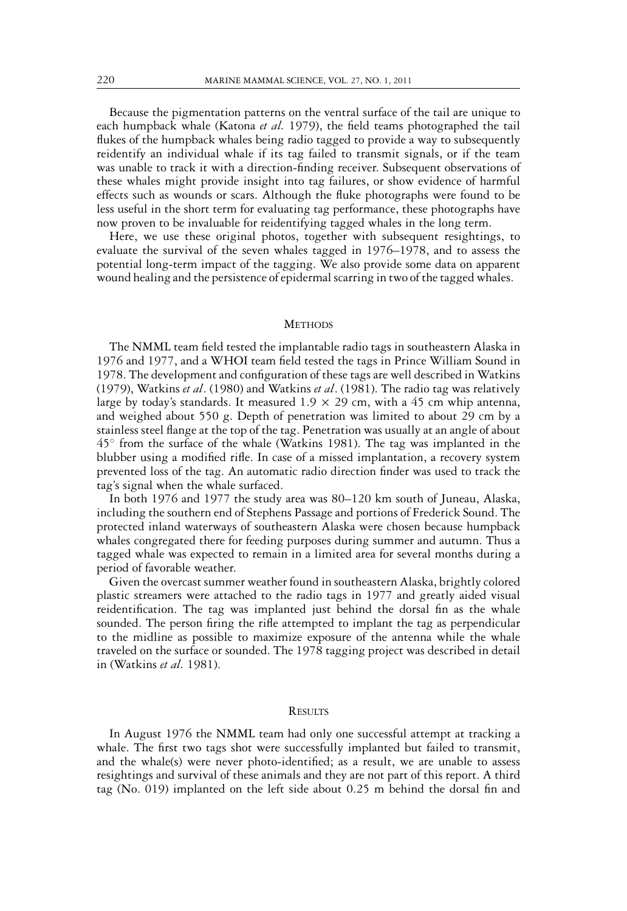Because the pigmentation patterns on the ventral surface of the tail are unique to each humpback whale (Katona *et al.* 1979), the field teams photographed the tail flukes of the humpback whales being radio tagged to provide a way to subsequently reidentify an individual whale if its tag failed to transmit signals, or if the team was unable to track it with a direction-finding receiver. Subsequent observations of these whales might provide insight into tag failures, or show evidence of harmful effects such as wounds or scars. Although the fluke photographs were found to be less useful in the short term for evaluating tag performance, these photographs have now proven to be invaluable for reidentifying tagged whales in the long term.

Here, we use these original photos, together with subsequent resightings, to evaluate the survival of the seven whales tagged in 1976–1978, and to assess the potential long-term impact of the tagging. We also provide some data on apparent wound healing and the persistence of epidermal scarring in two of the tagged whales.

## Methods

The NMML team field tested the implantable radio tags in southeastern Alaska in 1976 and 1977, and a WHOI team field tested the tags in Prince William Sound in 1978. The development and configuration of these tags are well described in Watkins (1979), Watkins *et al*. (1980) and Watkins *et al*. (1981). The radio tag was relatively large by today's standards. It measured $1.9 \times 29$ cm, with a 45 cm whip antenna, and weighed about 550 g. Depth of penetration was limited to about 29 cm by a stainless steel flange at the top of the tag. Penetration was usually at an angle of about $45^{\circ}$ from the surface of the whale (Watkins 1981). The tag was implanted in the blubber using a modified rifle. In case of a missed implantation, a recovery system prevented loss of the tag. An automatic radio direction finder was used to track the tag's signal when the whale surfaced.

In both 1976 and 1977 the study area was 80–120 km south of Juneau, Alaska, including the southern end of Stephens Passage and portions of Frederick Sound. The protected inland waterways of southeastern Alaska were chosen because humpback whales congregated there for feeding purposes during summer and autumn. Thus a tagged whale was expected to remain in a limited area for several months during a period of favorable weather.

Given the overcast summer weather found in southeastern Alaska, brightly colored plastic streamers were attached to the radio tags in 1977 and greatly aided visual reidentification. The tag was implanted just behind the dorsal fin as the whale sounded. The person firing the rifle attempted to implant the tag as perpendicular to the midline as possible to maximize exposure of the antenna while the whale traveled on the surface or sounded. The 1978 tagging project was described in detail in (Watkins *et al.* 1981).

## Results

In August 1976 the NMML team had only one successful attempt at tracking a whale. The first two tags shot were successfully implanted but failed to transmit, and the whale(s) were never photo-identified; as a result, we are unable to assess resightings and survival of these animals and they are not part of this report. A third tag (No. 019) implanted on the left side about 0.25 m behind the dorsal fin and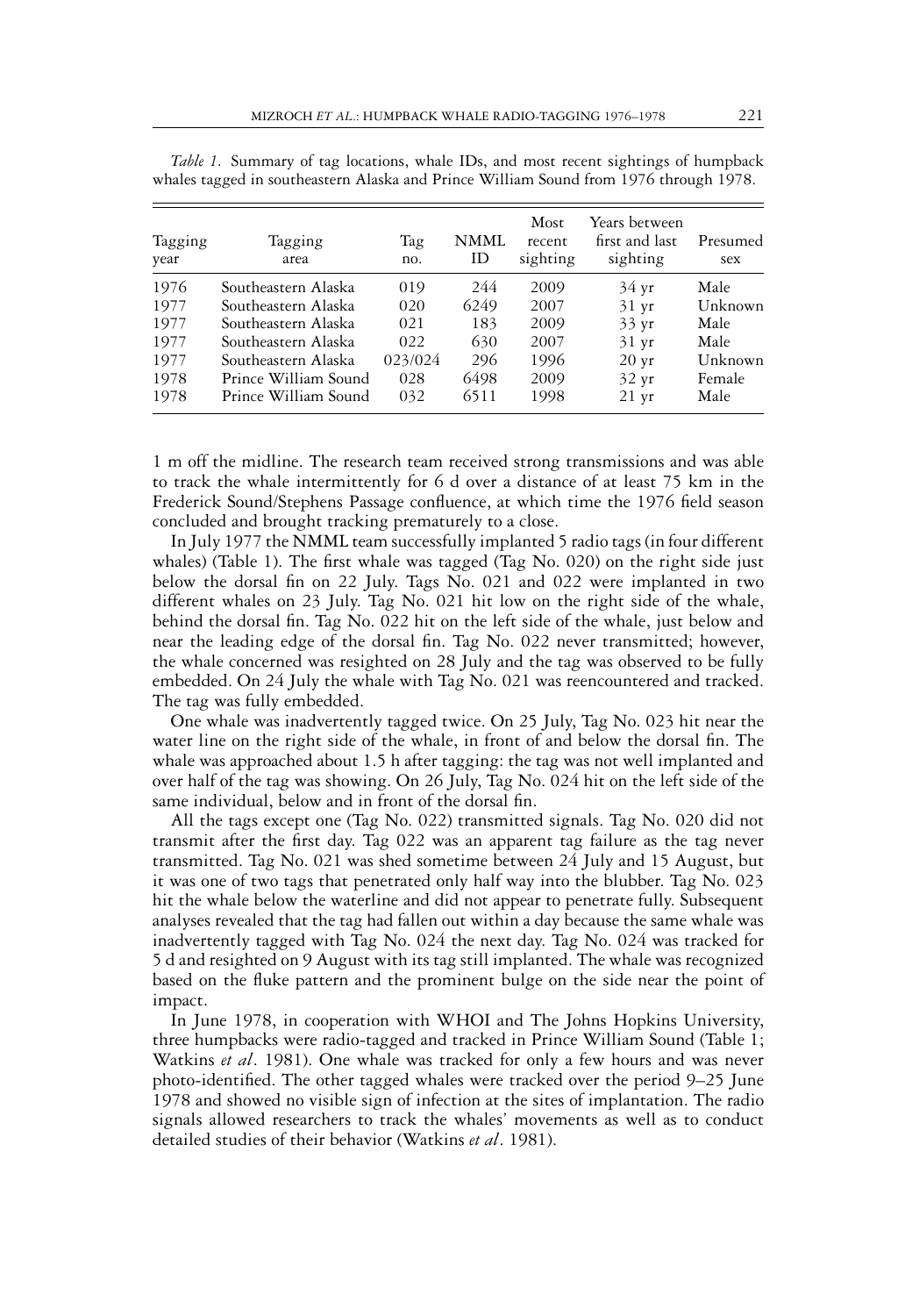*Table 1.* Summary of tag locations, whale IDs, and most recent sightings of humpback whales tagged in southeastern Alaska and Prince William Sound from 1976 through 1978.

| Tagging year | Tagging area | Tag no. | NMML ID | Most recent sighting | Years between first and last sighting | Presumed sex |
|---|---|---|---|---|---|---|
| 1976 | Southeastern Alaska | 019 | 244 | 2009 | 34 yr | Male |
| 1977 | Southeastern Alaska | 020 | 6249 | 2007 | 31 yr | Unknown |
| 1977 | Southeastern Alaska | 021 | 183 | 2009 | 33 yr | Male |
| 1977 | Southeastern Alaska | 022 | 630 | 2007 | 31 yr | Male |
| 1977 | Southeastern Alaska | 023/024 | 296 | 1996 | 20 yr | Unknown |
| 1978 | Prince William Sound | 028 | 6498 | 2009 | 32 yr | Female |
| 1978 | Prince William Sound | 032 | 6511 | 1998 | 21 yr | Male |

1 m off the midline. The research team received strong transmissions and was able to track the whale intermittently for 6 d over a distance of at least 75 km in the Frederick Sound/Stephens Passage confluence, at which time the 1976 field season concluded and brought tracking prematurely to a close.

In July 1977 the NMML team successfully implanted 5 radio tags (in four different whales) (Table 1). The first whale was tagged (Tag No. 020) on the right side just below the dorsal fin on 22 July. Tags No. 021 and 022 were implanted in two different whales on 23 July. Tag No. 021 hit low on the right side of the whale, behind the dorsal fin. Tag No. 022 hit on the left side of the whale, just below and near the leading edge of the dorsal fin. Tag No. 022 never transmitted; however, the whale concerned was resighted on 28 July and the tag was observed to be fully embedded. On 24 July the whale with Tag No. 021 was reencountered and tracked. The tag was fully embedded.

One whale was inadvertently tagged twice. On 25 July, Tag No. 023 hit near the water line on the right side of the whale, in front of and below the dorsal fin. The whale was approached about 1.5 h after tagging: the tag was not well implanted and over half of the tag was showing. On 26 July, Tag No. 024 hit on the left side of the same individual, below and in front of the dorsal fin.

All the tags except one (Tag No. 022) transmitted signals. Tag No. 020 did not transmit after the first day. Tag 022 was an apparent tag failure as the tag never transmitted. Tag No. 021 was shed sometime between 24 July and 15 August, but it was one of two tags that penetrated only half way into the blubber. Tag No. 023 hit the whale below the waterline and did not appear to penetrate fully. Subsequent analyses revealed that the tag had fallen out within a day because the same whale was inadvertently tagged with Tag No. 024 the next day. Tag No. 024 was tracked for 5 d and resighted on 9 August with its tag still implanted. The whale was recognized based on the fluke pattern and the prominent bulge on the side near the point of impact.

In June 1978, in cooperation with WHOI and The Johns Hopkins University, three humpbacks were radio-tagged and tracked in Prince William Sound (Table 1; Watkins *et al*. 1981). One whale was tracked for only a few hours and was never photo-identified. The other tagged whales were tracked over the period 9–25 June 1978 and showed no visible sign of infection at the sites of implantation. The radio signals allowed researchers to track the whales' movements as well as to conduct detailed studies of their behavior (Watkins *et al*. 1981).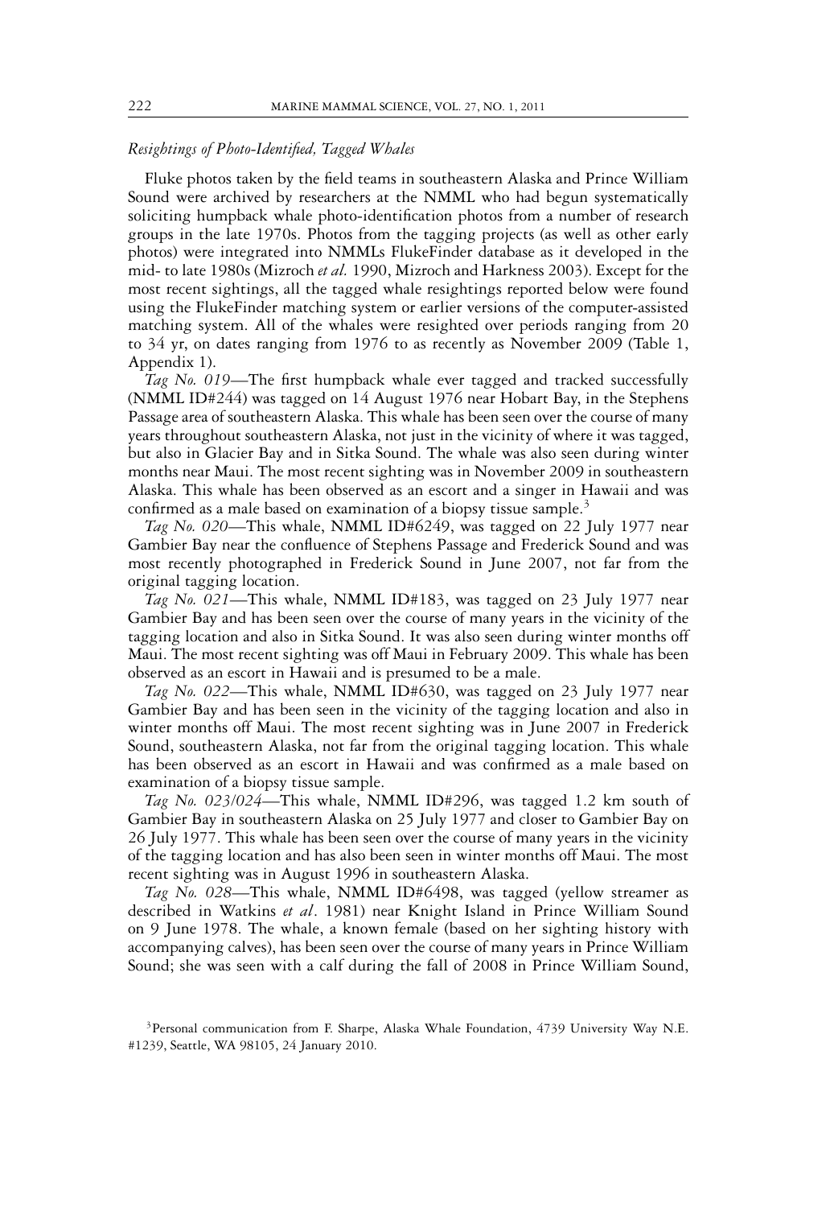### *Resightings of Photo-Identified, Tagged Whales*

Fluke photos taken by the field teams in southeastern Alaska and Prince William Sound were archived by researchers at the NMML who had begun systematically soliciting humpback whale photo-identification photos from a number of research groups in the late 1970s. Photos from the tagging projects (as well as other early photos) were integrated into NMMLs FlukeFinder database as it developed in the mid- to late 1980s (Mizroch *et al.* 1990, Mizroch and Harkness 2003). Except for the most recent sightings, all the tagged whale resightings reported below were found using the FlukeFinder matching system or earlier versions of the computer-assisted matching system. All of the whales were resighted over periods ranging from 20 to 34 yr, on dates ranging from 1976 to as recently as November 2009 (Table 1, Appendix 1).

*Tag No. 019*—The first humpback whale ever tagged and tracked successfully (NMML ID#244) was tagged on 14 August 1976 near Hobart Bay, in the Stephens Passage area of southeastern Alaska. This whale has been seen over the course of many years throughout southeastern Alaska, not just in the vicinity of where it was tagged, but also in Glacier Bay and in Sitka Sound. The whale was also seen during winter months near Maui. The most recent sighting was in November 2009 in southeastern Alaska. This whale has been observed as an escort and a singer in Hawaii and was confirmed as a male based on examination of a biopsy tissue sample.[3]

*Tag No. 020*—This whale, NMML ID#6249, was tagged on 22 July 1977 near Gambier Bay near the confluence of Stephens Passage and Frederick Sound and was most recently photographed in Frederick Sound in June 2007, not far from the original tagging location.

*Tag No. 021*—This whale, NMML ID#183, was tagged on 23 July 1977 near Gambier Bay and has been seen over the course of many years in the vicinity of the tagging location and also in Sitka Sound. It was also seen during winter months off Maui. The most recent sighting was off Maui in February 2009. This whale has been observed as an escort in Hawaii and is presumed to be a male.

*Tag No. 022*—This whale, NMML ID#630, was tagged on 23 July 1977 near Gambier Bay and has been seen in the vicinity of the tagging location and also in winter months off Maui. The most recent sighting was in June 2007 in Frederick Sound, southeastern Alaska, not far from the original tagging location. This whale has been observed as an escort in Hawaii and was confirmed as a male based on examination of a biopsy tissue sample.

*Tag No. 023/024*—This whale, NMML ID#296, was tagged 1.2 km south of Gambier Bay in southeastern Alaska on 25 July 1977 and closer to Gambier Bay on 26 July 1977. This whale has been seen over the course of many years in the vicinity of the tagging location and has also been seen in winter months off Maui. The most recent sighting was in August 1996 in southeastern Alaska.

*Tag No. 028*—This whale, NMML ID#6498, was tagged (yellow streamer as described in Watkins *et al*. 1981) near Knight Island in Prince William Sound on 9 June 1978. The whale, a known female (based on her sighting history with accompanying calves), has been seen over the course of many years in Prince William Sound; she was seen with a calf during the fall of 2008 in Prince William Sound,

[3]Personal communication from F. Sharpe, Alaska Whale Foundation, 4739 University Way N.E. #1239, Seattle, WA 98105, 24 January 2010.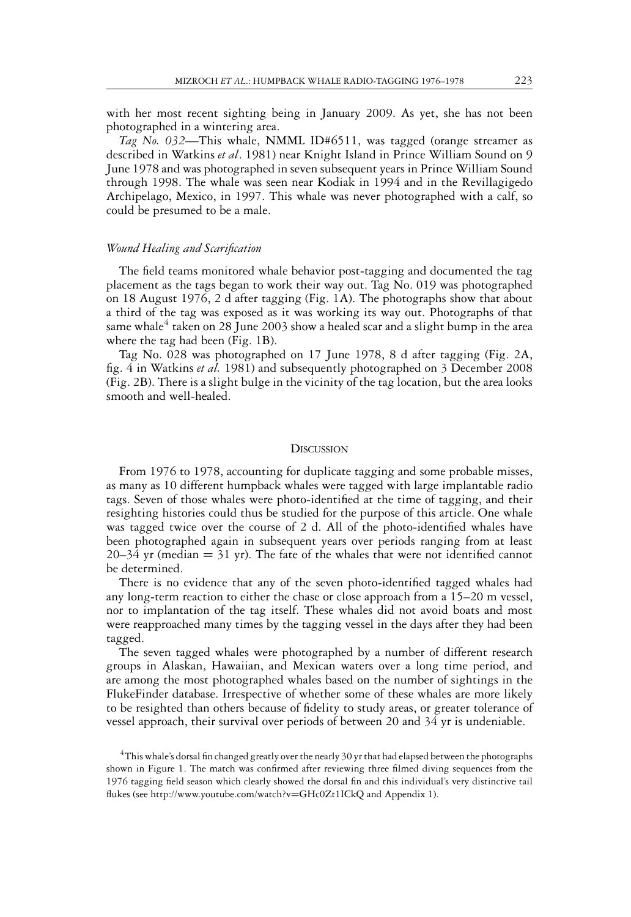with her most recent sighting being in January 2009. As yet, she has not been photographed in a wintering area.

*Tag No. 032*—This whale, NMML ID#6511, was tagged (orange streamer as described in Watkins *et al*. 1981) near Knight Island in Prince William Sound on 9 June 1978 and was photographed in seven subsequent years in Prince William Sound through 1998. The whale was seen near Kodiak in 1994 and in the Revillagigedo Archipelago, Mexico, in 1997. This whale was never photographed with a calf, so could be presumed to be a male.

### *Wound Healing and Scarification*

The field teams monitored whale behavior post-tagging and documented the tag placement as the tags began to work their way out. Tag No. 019 was photographed on 18 August 1976, 2 d after tagging (Fig. 1A). The photographs show that about a third of the tag was exposed as it was working its way out. Photographs of that same whale[4] taken on 28 June 2003 show a healed scar and a slight bump in the area where the tag had been (Fig. 1B).

Tag No. 028 was photographed on 17 June 1978, 8 d after tagging (Fig. 2A, fig. 4 in Watkins *et al.* 1981) and subsequently photographed on 3 December 2008 (Fig. 2B). There is a slight bulge in the vicinity of the tag location, but the area looks smooth and well-healed.

## Discussion

From 1976 to 1978, accounting for duplicate tagging and some probable misses, as many as 10 different humpback whales were tagged with large implantable radio tags. Seven of those whales were photo-identified at the time of tagging, and their resighting histories could thus be studied for the purpose of this article. One whale was tagged twice over the course of 2 d. All of the photo-identified whales have been photographed again in subsequent years over periods ranging from at least 20–34 yr (median = 31 yr). The fate of the whales that were not identified cannot be determined.

There is no evidence that any of the seven photo-identified tagged whales had any long-term reaction to either the chase or close approach from a 15–20 m vessel, nor to implantation of the tag itself. These whales did not avoid boats and most were reapproached many times by the tagging vessel in the days after they had been tagged.

The seven tagged whales were photographed by a number of different research groups in Alaskan, Hawaiian, and Mexican waters over a long time period, and are among the most photographed whales based on the number of sightings in the FlukeFinder database. Irrespective of whether some of these whales are more likely to be resighted than others because of fidelity to study areas, or greater tolerance of vessel approach, their survival over periods of between 20 and 34 yr is undeniable.

[4]This whale's dorsal fin changed greatly over the nearly 30 yr that had elapsed between the photographs shown in Figure 1. The match was confirmed after reviewing three filmed diving sequences from the 1976 tagging field season which clearly showed the dorsal fin and this individual's very distinctive tail flukes (see http://www.youtube.com/watch?v=GHc0Zt1ICkQ and Appendix 1).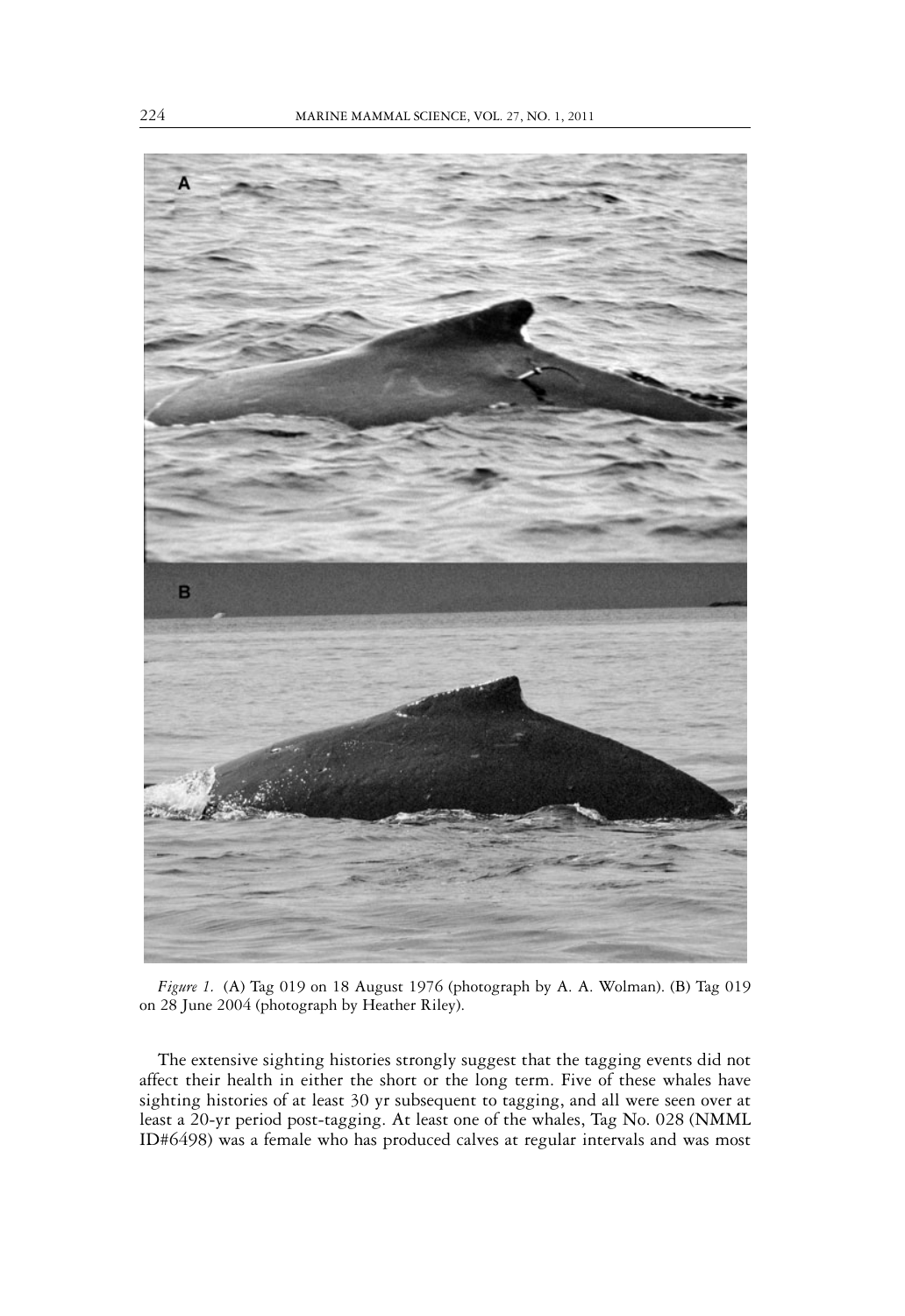*Figure 1.* (A) Tag 019 on 18 August 1976 (photograph by A. A. Wolman). (B) Tag 019 on 28 June 2004 (photograph by Heather Riley).

The extensive sighting histories strongly suggest that the tagging events did not affect their health in either the short or the long term. Five of these whales have sighting histories of at least 30 yr subsequent to tagging, and all were seen over at least a 20-yr period post-tagging. At least one of the whales, Tag No. 028 (NMML ID#6498) was a female who has produced calves at regular intervals and was most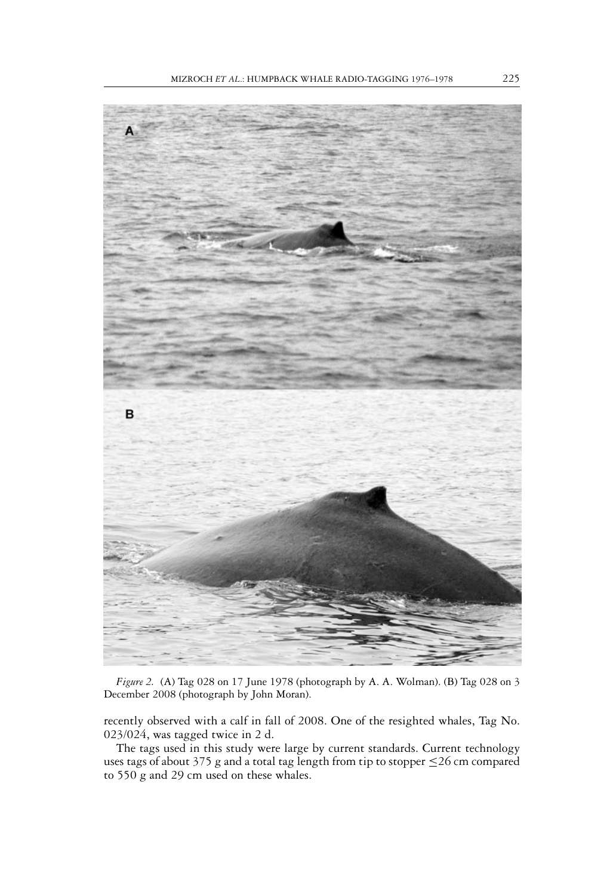*Figure 2.* (A) Tag 028 on 17 June 1978 (photograph by A. A. Wolman). (B) Tag 028 on 3 December 2008 (photograph by John Moran).

recently observed with a calf in fall of 2008. One of the resighted whales, Tag No. 023/024, was tagged twice in 2 d.

The tags used in this study were large by current standards. Current technology uses tags of about 375 g and a total tag length from tip to stopper ≤26 cm compared to 550 g and 29 cm used on these whales.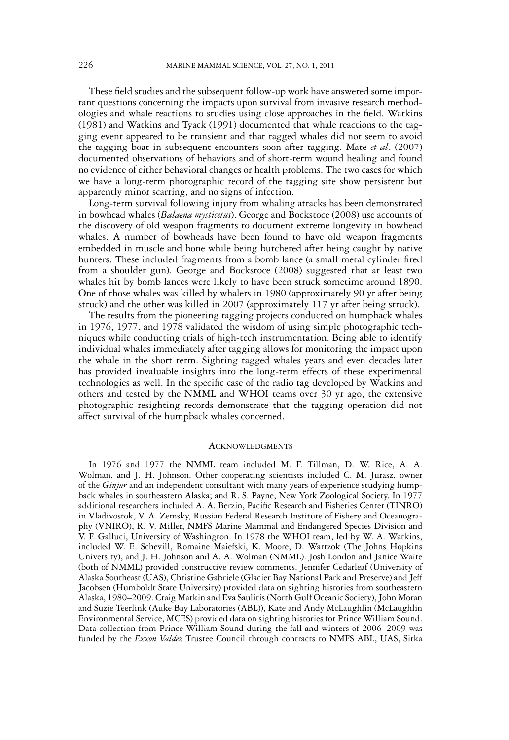These field studies and the subsequent follow-up work have answered some important questions concerning the impacts upon survival from invasive research methodologies and whale reactions to studies using close approaches in the field. Watkins (1981) and Watkins and Tyack (1991) documented that whale reactions to the tagging event appeared to be transient and that tagged whales did not seem to avoid the tagging boat in subsequent encounters soon after tagging. Mate *et al*. (2007) documented observations of behaviors and of short-term wound healing and found no evidence of either behavioral changes or health problems. The two cases for which we have a long-term photographic record of the tagging site show persistent but apparently minor scarring, and no signs of infection.

Long-term survival following injury from whaling attacks has been demonstrated in bowhead whales (*Balaena mysticetus*). George and Bockstoce (2008) use accounts of the discovery of old weapon fragments to document extreme longevity in bowhead whales. A number of bowheads have been found to have old weapon fragments embedded in muscle and bone while being butchered after being caught by native hunters. These included fragments from a bomb lance (a small metal cylinder fired from a shoulder gun). George and Bockstoce (2008) suggested that at least two whales hit by bomb lances were likely to have been struck sometime around 1890. One of those whales was killed by whalers in 1980 (approximately 90 yr after being struck) and the other was killed in 2007 (approximately 117 yr after being struck).

The results from the pioneering tagging projects conducted on humpback whales in 1976, 1977, and 1978 validated the wisdom of using simple photographic techniques while conducting trials of high-tech instrumentation. Being able to identify individual whales immediately after tagging allows for monitoring the impact upon the whale in the short term. Sighting tagged whales years and even decades later has provided invaluable insights into the long-term effects of these experimental technologies as well. In the specific case of the radio tag developed by Watkins and others and tested by the NMML and WHOI teams over 30 yr ago, the extensive photographic resighting records demonstrate that the tagging operation did not affect survival of the humpback whales concerned.

## Acknowledgments

In 1976 and 1977 the NMML team included M. F. Tillman, D. W. Rice, A. A. Wolman, and J. H. Johnson. Other cooperating scientists included C. M. Jurasz, owner of the *Ginjur* and an independent consultant with many years of experience studying humpback whales in southeastern Alaska; and R. S. Payne, New York Zoological Society. In 1977 additional researchers included A. A. Berzin, Pacific Research and Fisheries Center (TINRO) in Vladivostok, V. A. Zemsky, Russian Federal Research Institute of Fishery and Oceanography (VNIRO), R. V. Miller, NMFS Marine Mammal and Endangered Species Division and V. F. Galluci, University of Washington. In 1978 the WHOI team, led by W. A. Watkins, included W. E. Schevill, Romaine Maiefski, K. Moore, D. Wartzok (The Johns Hopkins University), and J. H. Johnson and A. A. Wolman (NMML). Josh London and Janice Waite (both of NMML) provided constructive review comments. Jennifer Cedarleaf (University of Alaska Southeast (UAS), Christine Gabriele (Glacier Bay National Park and Preserve) and Jeff Jacobsen (Humboldt State University) provided data on sighting histories from southeastern Alaska, 1980–2009. Craig Matkin and Eva Saulitis (North Gulf Oceanic Society), John Moran and Suzie Teerlink (Auke Bay Laboratories (ABL)), Kate and Andy McLaughlin (McLaughlin Environmental Service, MCES) provided data on sighting histories for Prince William Sound. Data collection from Prince William Sound during the fall and winters of 2006–2009 was funded by the *Exxon Valdez* Trustee Council through contracts to NMFS ABL, UAS, Sitka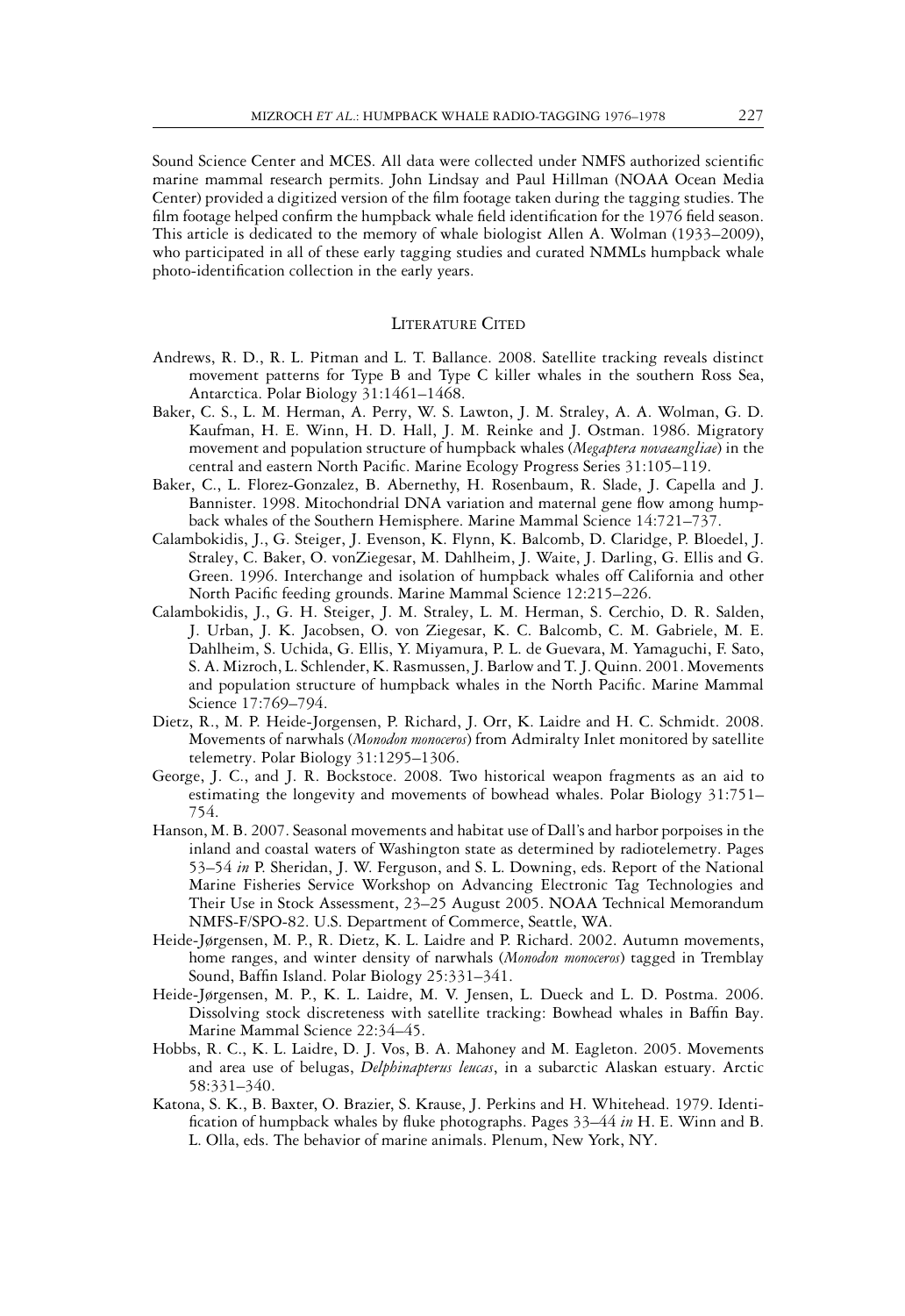Sound Science Center and MCES. All data were collected under NMFS authorized scientific marine mammal research permits. John Lindsay and Paul Hillman (NOAA Ocean Media Center) provided a digitized version of the film footage taken during the tagging studies. The film footage helped confirm the humpback whale field identification for the 1976 field season. This article is dedicated to the memory of whale biologist Allen A. Wolman (1933–2009), who participated in all of these early tagging studies and curated NMMLs humpback whale photo-identification collection in the early years.

## Literature Cited

Andrews, R. D., R. L. Pitman and L. T. Ballance. 2008. Satellite tracking reveals distinct movement patterns for Type B and Type C killer whales in the southern Ross Sea, Antarctica. Polar Biology 31:1461–1468.

Baker, C. S., L. M. Herman, A. Perry, W. S. Lawton, J. M. Straley, A. A. Wolman, G. D. Kaufman, H. E. Winn, H. D. Hall, J. M. Reinke and J. Ostman. 1986. Migratory movement and population structure of humpback whales (*Megaptera novaeangliae*) in the central and eastern North Pacific. Marine Ecology Progress Series 31:105–119.

Baker, C., L. Florez-Gonzalez, B. Abernethy, H. Rosenbaum, R. Slade, J. Capella and J. Bannister. 1998. Mitochondrial DNA variation and maternal gene flow among humpback whales of the Southern Hemisphere. Marine Mammal Science 14:721–737.

Calambokidis, J., G. Steiger, J. Evenson, K. Flynn, K. Balcomb, D. Claridge, P. Bloedel, J. Straley, C. Baker, O. vonZiegesar, M. Dahlheim, J. Waite, J. Darling, G. Ellis and G. Green. 1996. Interchange and isolation of humpback whales off California and other North Pacific feeding grounds. Marine Mammal Science 12:215–226.

Calambokidis, J., G. H. Steiger, J. M. Straley, L. M. Herman, S. Cerchio, D. R. Salden, J. Urban, J. K. Jacobsen, O. von Ziegesar, K. C. Balcomb, C. M. Gabriele, M. E. Dahlheim, S. Uchida, G. Ellis, Y. Miyamura, P. L. de Guevara, M. Yamaguchi, F. Sato, S. A. Mizroch, L. Schlender, K. Rasmussen, J. Barlow and T. J. Quinn. 2001. Movements and population structure of humpback whales in the North Pacific. Marine Mammal Science 17:769–794.

Dietz, R., M. P. Heide-Jorgensen, P. Richard, J. Orr, K. Laidre and H. C. Schmidt. 2008. Movements of narwhals (*Monodon monoceros*) from Admiralty Inlet monitored by satellite telemetry. Polar Biology 31:1295–1306.

George, J. C., and J. R. Bockstoce. 2008. Two historical weapon fragments as an aid to estimating the longevity and movements of bowhead whales. Polar Biology 31:751–754.

Hanson, M. B. 2007. Seasonal movements and habitat use of Dall's and harbor porpoises in the inland and coastal waters of Washington state as determined by radiotelemetry. Pages 53–54 *in* P. Sheridan, J. W. Ferguson, and S. L. Downing, eds. Report of the National Marine Fisheries Service Workshop on Advancing Electronic Tag Technologies and Their Use in Stock Assessment, 23–25 August 2005. NOAA Technical Memorandum NMFS-F/SPO-82. U.S. Department of Commerce, Seattle, WA.

Heide-Jørgensen, M. P., R. Dietz, K. L. Laidre and P. Richard. 2002. Autumn movements, home ranges, and winter density of narwhals (*Monodon monoceros*) tagged in Tremblay Sound, Baffin Island. Polar Biology 25:331–341.

Heide-Jørgensen, M. P., K. L. Laidre, M. V. Jensen, L. Dueck and L. D. Postma. 2006. Dissolving stock discreteness with satellite tracking: Bowhead whales in Baffin Bay. Marine Mammal Science 22:34–45.

Hobbs, R. C., K. L. Laidre, D. J. Vos, B. A. Mahoney and M. Eagleton. 2005. Movements and area use of belugas, *Delphinapterus leucas*, in a subarctic Alaskan estuary. Arctic 58:331–340.

Katona, S. K., B. Baxter, O. Brazier, S. Krause, J. Perkins and H. Whitehead. 1979. Identification of humpback whales by fluke photographs. Pages 33–44 *in* H. E. Winn and B. L. Olla, eds. The behavior of marine animals. Plenum, New York, NY.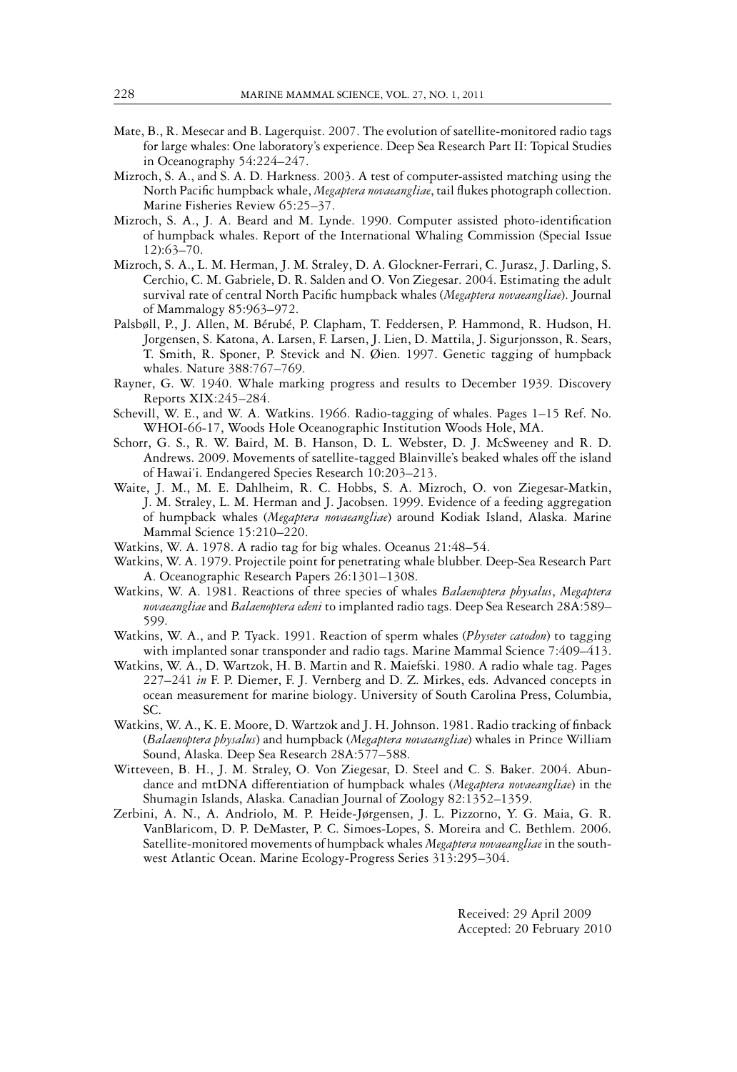Mate, B., R. Mesecar and B. Lagerquist. 2007. The evolution of satellite-monitored radio tags for large whales: One laboratory's experience. Deep Sea Research Part II: Topical Studies in Oceanography 54:224–247.

Mizroch, S. A., and S. A. D. Harkness. 2003. A test of computer-assisted matching using the North Pacific humpback whale, *Megaptera novaeangliae*, tail flukes photograph collection. Marine Fisheries Review 65:25–37.

Mizroch, S. A., J. A. Beard and M. Lynde. 1990. Computer assisted photo-identification of humpback whales. Report of the International Whaling Commission (Special Issue 12):63–70.

Mizroch, S. A., L. M. Herman, J. M. Straley, D. A. Glockner-Ferrari, C. Jurasz, J. Darling, S. Cerchio, C. M. Gabriele, D. R. Salden and O. Von Ziegesar. 2004. Estimating the adult survival rate of central North Pacific humpback whales (*Megaptera novaeangliae*). Journal of Mammalogy 85:963–972.

Palsbøll, P., J. Allen, M. Bérubé, P. Clapham, T. Feddersen, P. Hammond, R. Hudson, H. Jorgensen, S. Katona, A. Larsen, F. Larsen, J. Lien, D. Mattila, J. Sigurjonsson, R. Sears, T. Smith, R. Sponer, P. Stevick and N. Øien. 1997. Genetic tagging of humpback whales. Nature 388:767–769.

Rayner, G. W. 1940. Whale marking progress and results to December 1939. Discovery Reports XIX:245–284.

Schevill, W. E., and W. A. Watkins. 1966. Radio-tagging of whales. Pages 1–15 Ref. No. WHOI-66-17, Woods Hole Oceanographic Institution Woods Hole, MA.

Schorr, G. S., R. W. Baird, M. B. Hanson, D. L. Webster, D. J. McSweeney and R. D. Andrews. 2009. Movements of satellite-tagged Blainville's beaked whales off the island of Hawai'i. Endangered Species Research 10:203–213.

Waite, J. M., M. E. Dahlheim, R. C. Hobbs, S. A. Mizroch, O. von Ziegesar-Matkin, J. M. Straley, L. M. Herman and J. Jacobsen. 1999. Evidence of a feeding aggregation of humpback whales (*Megaptera novaeangliae*) around Kodiak Island, Alaska. Marine Mammal Science 15:210–220.

Watkins, W. A. 1978. A radio tag for big whales. Oceanus 21:48–54.

Watkins, W. A. 1979. Projectile point for penetrating whale blubber. Deep-Sea Research Part A. Oceanographic Research Papers 26:1301–1308.

Watkins, W. A. 1981. Reactions of three species of whales *Balaenoptera physalus*, *Megaptera novaeangliae* and *Balaenoptera edeni* to implanted radio tags. Deep Sea Research 28A:589–599.

Watkins, W. A., and P. Tyack. 1991. Reaction of sperm whales (*Physeter catodon*) to tagging with implanted sonar transponder and radio tags. Marine Mammal Science 7:409–413.

Watkins, W. A., D. Wartzok, H. B. Martin and R. Maiefski. 1980. A radio whale tag. Pages 227–241 *in* F. P. Diemer, F. J. Vernberg and D. Z. Mirkes, eds. Advanced concepts in ocean measurement for marine biology. University of South Carolina Press, Columbia, SC.

Watkins, W. A., K. E. Moore, D. Wartzok and J. H. Johnson. 1981. Radio tracking of finback (*Balaenoptera physalus*) and humpback (*Megaptera novaeangliae*) whales in Prince William Sound, Alaska. Deep Sea Research 28A:577–588.

Witteveen, B. H., J. M. Straley, O. Von Ziegesar, D. Steel and C. S. Baker. 2004. Abundance and mtDNA differentiation of humpback whales (*Megaptera novaeangliae*) in the Shumagin Islands, Alaska. Canadian Journal of Zoology 82:1352–1359.

Zerbini, A. N., A. Andriolo, M. P. Heide-Jørgensen, J. L. Pizzorno, Y. G. Maia, G. R. VanBlaricom, D. P. DeMaster, P. C. Simoes-Lopes, S. Moreira and C. Bethlem. 2006. Satellite-monitored movements of humpback whales *Megaptera novaeangliae* in the southwest Atlantic Ocean. Marine Ecology-Progress Series 313:295–304.

Received: 29 April 2009
Accepted: 20 February 2010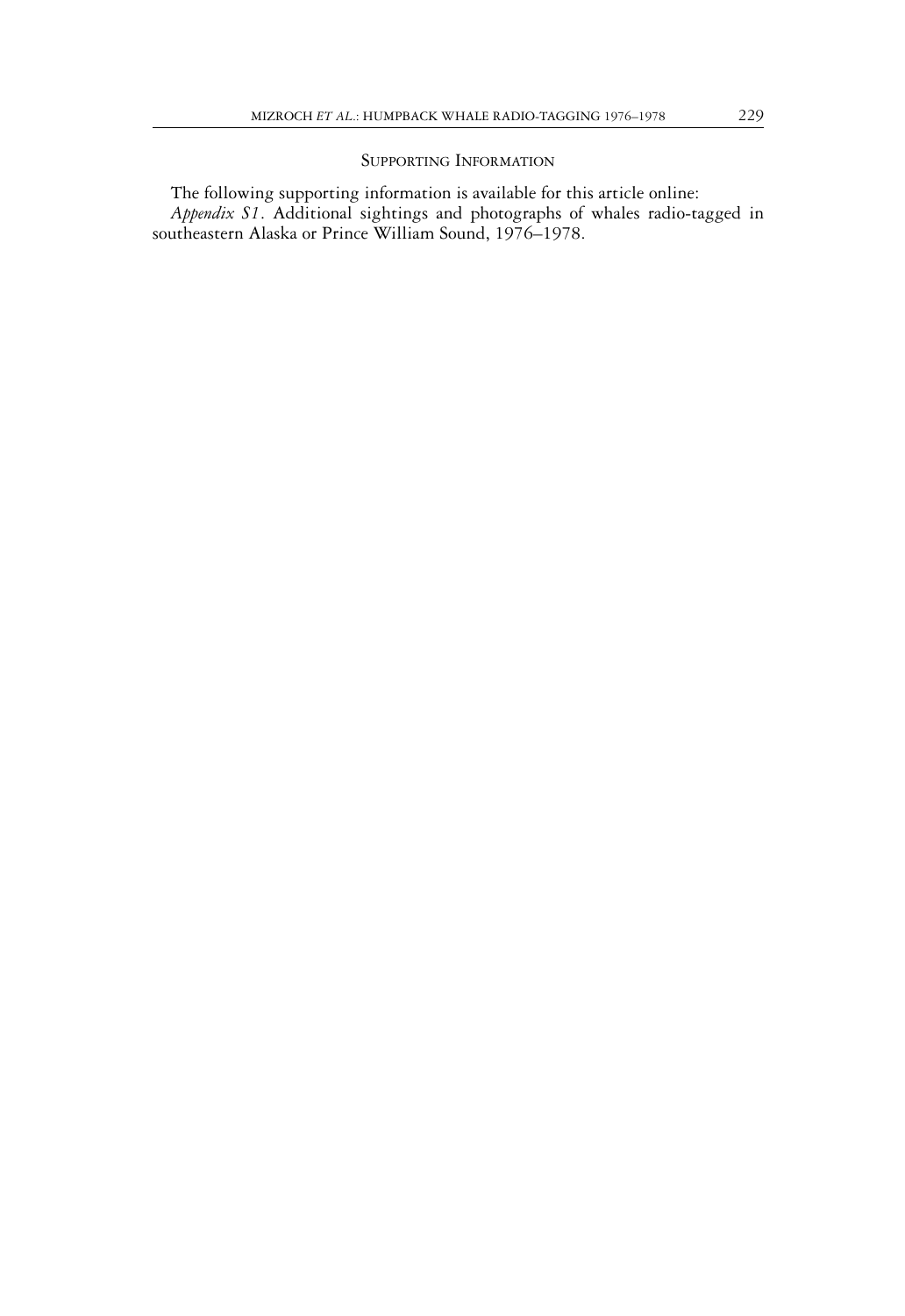## Supporting Information

The following supporting information is available for this article online:

*Appendix S1*. Additional sightings and photographs of whales radio-tagged in southeastern Alaska or Prince William Sound, 1976–1978.